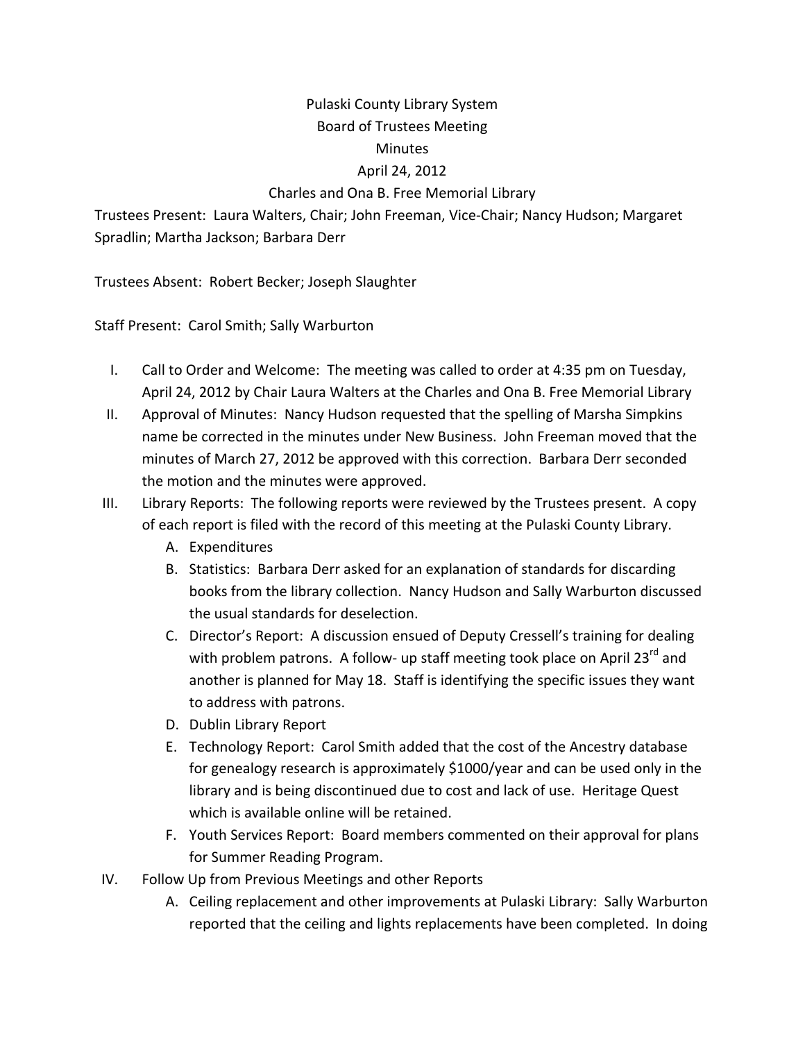# Pulaski County Library System
## Board of Trustees Meeting
## Minutes
## April 24, 2012
## Charles and Ona B. Free Memorial Library

Trustees Present: Laura Walters, Chair; John Freeman, Vice-Chair; Nancy Hudson; Margaret Spradlin; Martha Jackson; Barbara Derr

Trustees Absent: Robert Becker; Joseph Slaughter

Staff Present: Carol Smith; Sally Warburton

I. Call to Order and Welcome: The meeting was called to order at 4:35 pm on Tuesday, April 24, 2012 by Chair Laura Walters at the Charles and Ona B. Free Memorial Library

II. Approval of Minutes: Nancy Hudson requested that the spelling of Marsha Simpkins name be corrected in the minutes under New Business. John Freeman moved that the minutes of March 27, 2012 be approved with this correction. Barbara Derr seconded the motion and the minutes were approved.

III. Library Reports: The following reports were reviewed by the Trustees present. A copy of each report is filed with the record of this meeting at the Pulaski County Library.

   A. Expenditures
   B. Statistics: Barbara Derr asked for an explanation of standards for discarding books from the library collection. Nancy Hudson and Sally Warburton discussed the usual standards for deselection.
   C. Director's Report: A discussion ensued of Deputy Cressell's training for dealing with problem patrons. A follow- up staff meeting took place on April 23rd and another is planned for May 18. Staff is identifying the specific issues they want to address with patrons.
   D. Dublin Library Report
   E. Technology Report: Carol Smith added that the cost of the Ancestry database for genealogy research is approximately $1000/year and can be used only in the library and is being discontinued due to cost and lack of use. Heritage Quest which is available online will be retained.
   F. Youth Services Report: Board members commented on their approval for plans for Summer Reading Program.

IV. Follow Up from Previous Meetings and other Reports

   A. Ceiling replacement and other improvements at Pulaski Library: Sally Warburton reported that the ceiling and lights replacements have been completed. In doing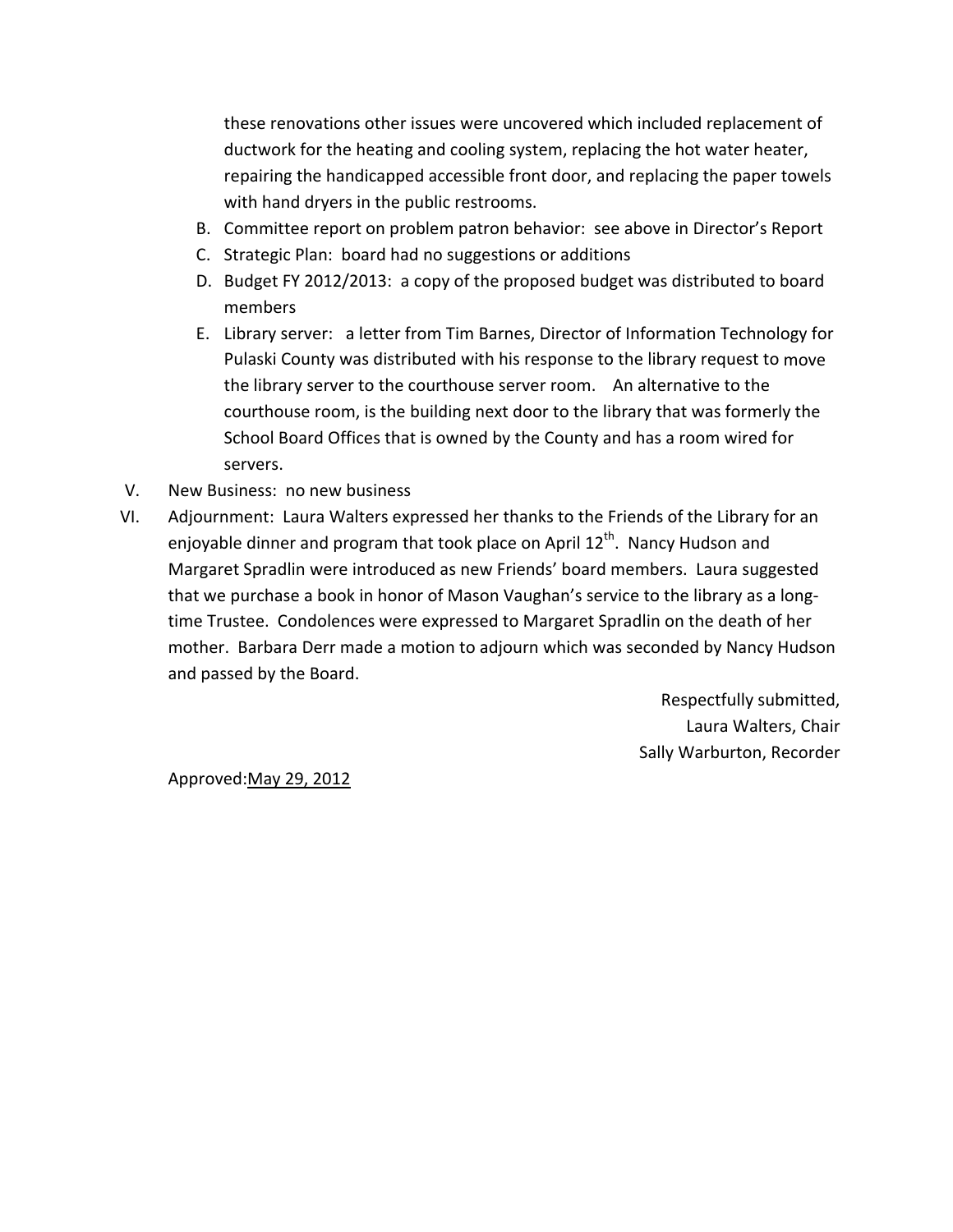these renovations other issues were uncovered which included replacement of ductwork for the heating and cooling system, replacing the hot water heater, repairing the handicapped accessible front door, and replacing the paper towels with hand dryers in the public restrooms.

B. Committee report on problem patron behavior: see above in Director's Report
C. Strategic Plan: board had no suggestions or additions
D. Budget FY 2012/2013: a copy of the proposed budget was distributed to board members
E. Library server: a letter from Tim Barnes, Director of Information Technology for Pulaski County was distributed with his response to the library request to move the library server to the courthouse server room. An alternative to the courthouse room, is the building next door to the library that was formerly the School Board Offices that is owned by the County and has a room wired for servers.

V. New Business: no new business

VI. Adjournment: Laura Walters expressed her thanks to the Friends of the Library for an enjoyable dinner and program that took place on April 12th. Nancy Hudson and Margaret Spradlin were introduced as new Friends' board members. Laura suggested that we purchase a book in honor of Mason Vaughan's service to the library as a long-time Trustee. Condolences were expressed to Margaret Spradlin on the death of her mother. Barbara Derr made a motion to adjourn which was seconded by Nancy Hudson and passed by the Board.

Respectfully submitted,
Laura Walters, Chair
Sally Warburton, Recorder

Approved: May 29, 2012